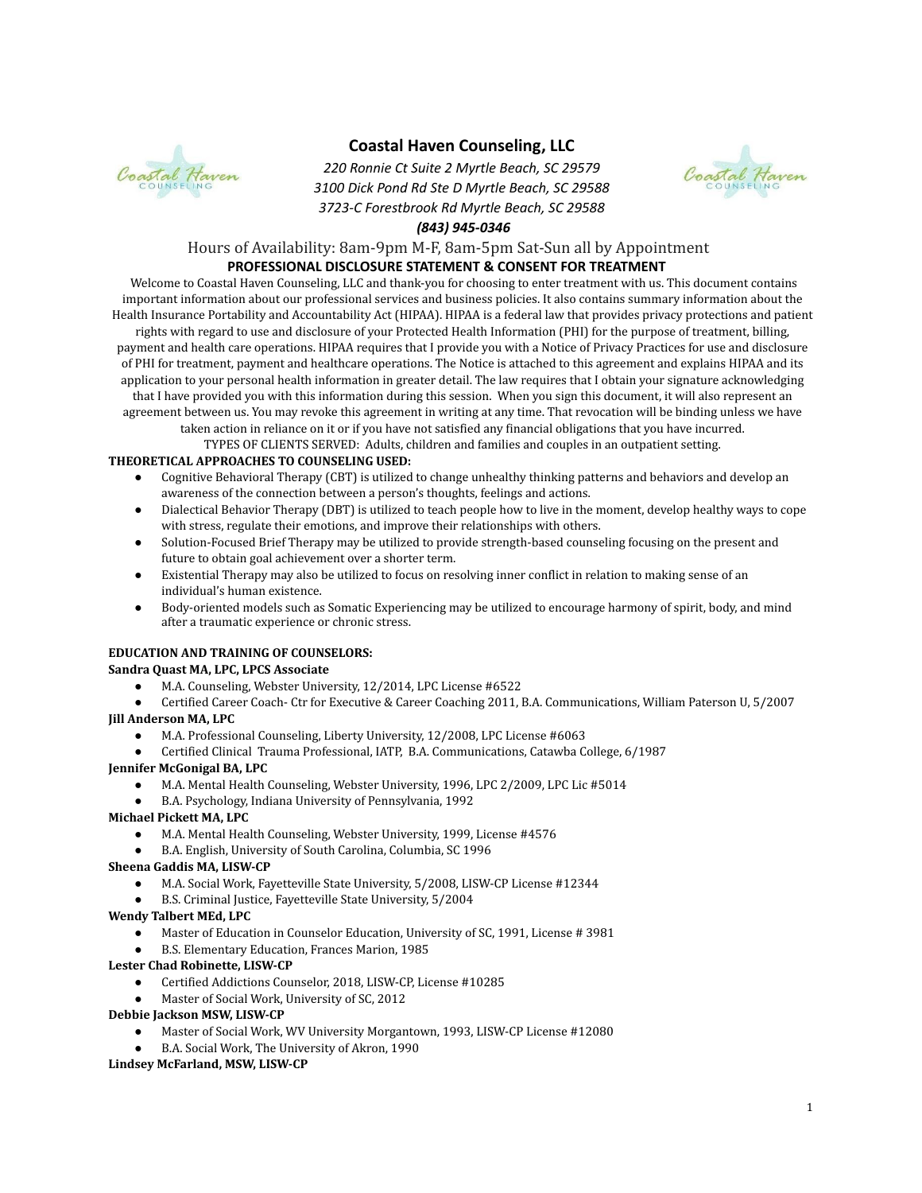# Coastal Haven Counseling, LLC

*220 Ronnie Ct Suite 2 Myrtle Beach, SC 29579*
*3100 Dick Pond Rd Ste D Myrtle Beach, SC 29588*
*3723-C Forestbrook Rd Myrtle Beach, SC 29588*
***(843) 945-0346***

Hours of Availability: 8am-9pm M-F, 8am-5pm Sat-Sun all by Appointment

## PROFESSIONAL DISCLOSURE STATEMENT & CONSENT FOR TREATMENT

Welcome to Coastal Haven Counseling, LLC and thank-you for choosing to enter treatment with us. This document contains important information about our professional services and business policies. It also contains summary information about the Health Insurance Portability and Accountability Act (HIPAA). HIPAA is a federal law that provides privacy protections and patient rights with regard to use and disclosure of your Protected Health Information (PHI) for the purpose of treatment, billing, payment and health care operations. HIPAA requires that I provide you with a Notice of Privacy Practices for use and disclosure of PHI for treatment, payment and healthcare operations. The Notice is attached to this agreement and explains HIPAA and its application to your personal health information in greater detail. The law requires that I obtain your signature acknowledging that I have provided you with this information during this session. When you sign this document, it will also represent an agreement between us. You may revoke this agreement in writing at any time. That revocation will be binding unless we have taken action in reliance on it or if you have not satisfied any financial obligations that you have incurred.

TYPES OF CLIENTS SERVED: Adults, children and families and couples in an outpatient setting.

**THEORETICAL APPROACHES TO COUNSELING USED:**

- Cognitive Behavioral Therapy (CBT) is utilized to change unhealthy thinking patterns and behaviors and develop an awareness of the connection between a person's thoughts, feelings and actions.
- Dialectical Behavior Therapy (DBT) is utilized to teach people how to live in the moment, develop healthy ways to cope with stress, regulate their emotions, and improve their relationships with others.
- Solution-Focused Brief Therapy may be utilized to provide strength-based counseling focusing on the present and future to obtain goal achievement over a shorter term.
- Existential Therapy may also be utilized to focus on resolving inner conflict in relation to making sense of an individual's human existence.
- Body-oriented models such as Somatic Experiencing may be utilized to encourage harmony of spirit, body, and mind after a traumatic experience or chronic stress.

**EDUCATION AND TRAINING OF COUNSELORS:**

**Sandra Quast MA, LPC, LPCS Associate**

- M.A. Counseling, Webster University, 12/2014, LPC License #6522
- Certified Career Coach- Ctr for Executive & Career Coaching 2011, B.A. Communications, William Paterson U, 5/2007

**Jill Anderson MA, LPC**

- M.A. Professional Counseling, Liberty University, 12/2008, LPC License #6063
- Certified Clinical Trauma Professional, IATP, B.A. Communications, Catawba College, 6/1987

**Jennifer McGonigal BA, LPC**

- M.A. Mental Health Counseling, Webster University, 1996, LPC 2/2009, LPC Lic #5014
- B.A. Psychology, Indiana University of Pennsylvania, 1992

**Michael Pickett MA, LPC**

- M.A. Mental Health Counseling, Webster University, 1999, License #4576
- B.A. English, University of South Carolina, Columbia, SC 1996

**Sheena Gaddis MA, LISW-CP**

- M.A. Social Work, Fayetteville State University, 5/2008, LISW-CP License #12344
- B.S. Criminal Justice, Fayetteville State University, 5/2004

**Wendy Talbert MEd, LPC**

- Master of Education in Counselor Education, University of SC, 1991, License # 3981
- B.S. Elementary Education, Frances Marion, 1985

**Lester Chad Robinette, LISW-CP**

- Certified Addictions Counselor, 2018, LISW-CP, License #10285
- Master of Social Work, University of SC, 2012

**Debbie Jackson MSW, LISW-CP**

- Master of Social Work, WV University Morgantown, 1993, LISW-CP License #12080
- B.A. Social Work, The University of Akron, 1990

**Lindsey McFarland, MSW, LISW-CP**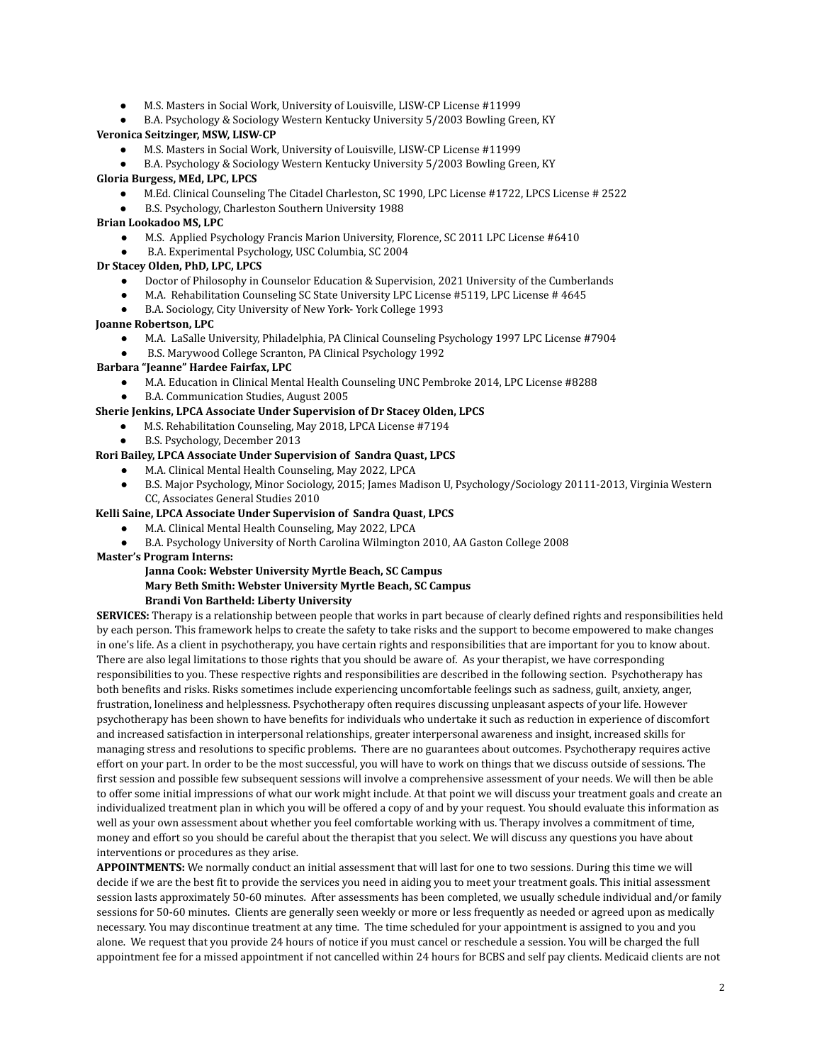- M.S. Masters in Social Work, University of Louisville, LISW-CP License #11999
- B.A. Psychology & Sociology Western Kentucky University 5/2003 Bowling Green, KY

**Veronica Seitzinger, MSW, LISW-CP**

- M.S. Masters in Social Work, University of Louisville, LISW-CP License #11999
- B.A. Psychology & Sociology Western Kentucky University 5/2003 Bowling Green, KY

**Gloria Burgess, MEd, LPC, LPCS**

- M.Ed. Clinical Counseling The Citadel Charleston, SC 1990, LPC License #1722, LPCS License # 2522
- B.S. Psychology, Charleston Southern University 1988

**Brian Lookadoo MS, LPC**

- M.S. Applied Psychology Francis Marion University, Florence, SC 2011 LPC License #6410
- B.A. Experimental Psychology, USC Columbia, SC 2004

**Dr Stacey Olden, PhD, LPC, LPCS**

- Doctor of Philosophy in Counselor Education & Supervision, 2021 University of the Cumberlands
- M.A. Rehabilitation Counseling SC State University LPC License #5119, LPC License # 4645
- B.A. Sociology, City University of New York- York College 1993

**Joanne Robertson, LPC**

- M.A. LaSalle University, Philadelphia, PA Clinical Counseling Psychology 1997 LPC License #7904
- B.S. Marywood College Scranton, PA Clinical Psychology 1992

**Barbara "Jeanne" Hardee Fairfax, LPC**

- M.A. Education in Clinical Mental Health Counseling UNC Pembroke 2014, LPC License #8288
- B.A. Communication Studies, August 2005

**Sherie Jenkins, LPCA Associate Under Supervision of Dr Stacey Olden, LPCS**

- M.S. Rehabilitation Counseling, May 2018, LPCA License #7194
- B.S. Psychology, December 2013

**Rori Bailey, LPCA Associate Under Supervision of Sandra Quast, LPCS**

- M.A. Clinical Mental Health Counseling, May 2022, LPCA
- B.S. Major Psychology, Minor Sociology, 2015; James Madison U, Psychology/Sociology 20111-2013, Virginia Western CC, Associates General Studies 2010

**Kelli Saine, LPCA Associate Under Supervision of Sandra Quast, LPCS**

- M.A. Clinical Mental Health Counseling, May 2022, LPCA
- B.A. Psychology University of North Carolina Wilmington 2010, AA Gaston College 2008

**Master's Program Interns:**

**Janna Cook: Webster University Myrtle Beach, SC Campus**
**Mary Beth Smith: Webster University Myrtle Beach, SC Campus**
**Brandi Von Bartheld: Liberty University**

**SERVICES:** Therapy is a relationship between people that works in part because of clearly defined rights and responsibilities held by each person. This framework helps to create the safety to take risks and the support to become empowered to make changes in one's life. As a client in psychotherapy, you have certain rights and responsibilities that are important for you to know about. There are also legal limitations to those rights that you should be aware of. As your therapist, we have corresponding responsibilities to you. These respective rights and responsibilities are described in the following section. Psychotherapy has both benefits and risks. Risks sometimes include experiencing uncomfortable feelings such as sadness, guilt, anxiety, anger, frustration, loneliness and helplessness. Psychotherapy often requires discussing unpleasant aspects of your life. However psychotherapy has been shown to have benefits for individuals who undertake it such as reduction in experience of discomfort and increased satisfaction in interpersonal relationships, greater interpersonal awareness and insight, increased skills for managing stress and resolutions to specific problems. There are no guarantees about outcomes. Psychotherapy requires active effort on your part. In order to be the most successful, you will have to work on things that we discuss outside of sessions. The first session and possible few subsequent sessions will involve a comprehensive assessment of your needs. We will then be able to offer some initial impressions of what our work might include. At that point we will discuss your treatment goals and create an individualized treatment plan in which you will be offered a copy of and by your request. You should evaluate this information as well as your own assessment about whether you feel comfortable working with us. Therapy involves a commitment of time, money and effort so you should be careful about the therapist that you select. We will discuss any questions you have about interventions or procedures as they arise.

**APPOINTMENTS:** We normally conduct an initial assessment that will last for one to two sessions. During this time we will decide if we are the best fit to provide the services you need in aiding you to meet your treatment goals. This initial assessment session lasts approximately 50-60 minutes. After assessments has been completed, we usually schedule individual and/or family sessions for 50-60 minutes. Clients are generally seen weekly or more or less frequently as needed or agreed upon as medically necessary. You may discontinue treatment at any time. The time scheduled for your appointment is assigned to you and you alone. We request that you provide 24 hours of notice if you must cancel or reschedule a session. You will be charged the full appointment fee for a missed appointment if not cancelled within 24 hours for BCBS and self pay clients. Medicaid clients are not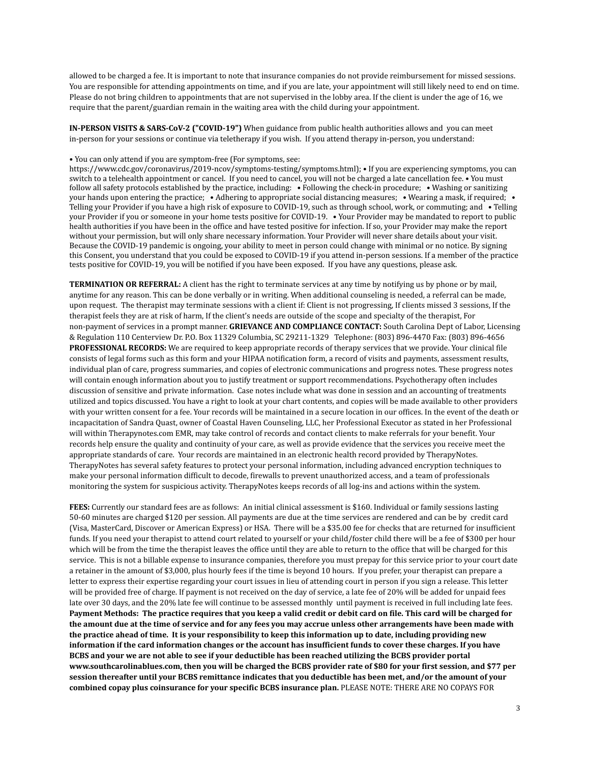allowed to be charged a fee. It is important to note that insurance companies do not provide reimbursement for missed sessions. You are responsible for attending appointments on time, and if you are late, your appointment will still likely need to end on time. Please do not bring children to appointments that are not supervised in the lobby area. If the client is under the age of 16, we require that the parent/guardian remain in the waiting area with the child during your appointment.

**IN-PERSON VISITS & SARS-CoV-2 ("COVID-19")** When guidance from public health authorities allows and you can meet in-person for your sessions or continue via teletherapy if you wish. If you attend therapy in-person, you understand:

• You can only attend if you are symptom-free (For symptoms, see: https://www.cdc.gov/coronavirus/2019-ncov/symptoms-testing/symptoms.html); • If you are experiencing symptoms, you can switch to a telehealth appointment or cancel. If you need to cancel, you will not be charged a late cancellation fee. • You must follow all safety protocols established by the practice, including: • Following the check-in procedure; • Washing or sanitizing your hands upon entering the practice; • Adhering to appropriate social distancing measures; • Wearing a mask, if required; • Telling your Provider if you have a high risk of exposure to COVID-19, such as through school, work, or commuting; and • Telling your Provider if you or someone in your home tests positive for COVID-19. • Your Provider may be mandated to report to public health authorities if you have been in the office and have tested positive for infection. If so, your Provider may make the report without your permission, but will only share necessary information. Your Provider will never share details about your visit. Because the COVID-19 pandemic is ongoing, your ability to meet in person could change with minimal or no notice. By signing this Consent, you understand that you could be exposed to COVID-19 if you attend in-person sessions. If a member of the practice tests positive for COVID-19, you will be notified if you have been exposed. If you have any questions, please ask.

**TERMINATION OR REFERRAL:** A client has the right to terminate services at any time by notifying us by phone or by mail, anytime for any reason. This can be done verbally or in writing. When additional counseling is needed, a referral can be made, upon request. The therapist may terminate sessions with a client if: Client is not progressing, If clients missed 3 sessions, If the therapist feels they are at risk of harm, If the client's needs are outside of the scope and specialty of the therapist, For non-payment of services in a prompt manner. **GRIEVANCE AND COMPLIANCE CONTACT:** South Carolina Dept of Labor, Licensing & Regulation 110 Centerview Dr. P.O. Box 11329 Columbia, SC 29211-1329 Telephone: (803) 896-4470 Fax: (803) 896-4656 **PROFESSIONAL RECORDS:** We are required to keep appropriate records of therapy services that we provide. Your clinical file consists of legal forms such as this form and your HIPAA notification form, a record of visits and payments, assessment results, individual plan of care, progress summaries, and copies of electronic communications and progress notes. These progress notes will contain enough information about you to justify treatment or support recommendations. Psychotherapy often includes discussion of sensitive and private information. Case notes include what was done in session and an accounting of treatments utilized and topics discussed. You have a right to look at your chart contents, and copies will be made available to other providers with your written consent for a fee. Your records will be maintained in a secure location in our offices. In the event of the death or incapacitation of Sandra Quast, owner of Coastal Haven Counseling, LLC, her Professional Executor as stated in her Professional will within Therapynotes.com EMR, may take control of records and contact clients to make referrals for your benefit. Your records help ensure the quality and continuity of your care, as well as provide evidence that the services you receive meet the appropriate standards of care. Your records are maintained in an electronic health record provided by TherapyNotes. TherapyNotes has several safety features to protect your personal information, including advanced encryption techniques to make your personal information difficult to decode, firewalls to prevent unauthorized access, and a team of professionals monitoring the system for suspicious activity. TherapyNotes keeps records of all log-ins and actions within the system.

**FEES:** Currently our standard fees are as follows: An initial clinical assessment is $160. Individual or family sessions lasting 50-60 minutes are charged $120 per session. All payments are due at the time services are rendered and can be by credit card (Visa, MasterCard, Discover or American Express) or HSA. There will be a $35.00 fee for checks that are returned for insufficient funds. If you need your therapist to attend court related to yourself or your child/foster child there will be a fee of $300 per hour which will be from the time the therapist leaves the office until they are able to return to the office that will be charged for this service. This is not a billable expense to insurance companies, therefore you must prepay for this service prior to your court date a retainer in the amount of $3,000, plus hourly fees if the time is beyond 10 hours. If you prefer, your therapist can prepare a letter to express their expertise regarding your court issues in lieu of attending court in person if you sign a release. This letter will be provided free of charge. If payment is not received on the day of service, a late fee of 20% will be added for unpaid fees late over 30 days, and the 20% late fee will continue to be assessed monthly until payment is received in full including late fees. **Payment Methods: The practice requires that you keep a valid credit or debit card on file. This card will be charged for the amount due at the time of service and for any fees you may accrue unless other arrangements have been made with the practice ahead of time. It is your responsibility to keep this information up to date, including providing new information if the card information changes or the account has insufficient funds to cover these charges. If you have BCBS and your we are not able to see if your deductible has been reached utilizing the BCBS provider portal www.southcarolinablues.com, then you will be charged the BCBS provider rate of $80 for your first session, and $77 per session thereafter until your BCBS remittance indicates that you deductible has been met, and/or the amount of your combined copay plus coinsurance for your specific BCBS insurance plan.** PLEASE NOTE: THERE ARE NO COPAYS FOR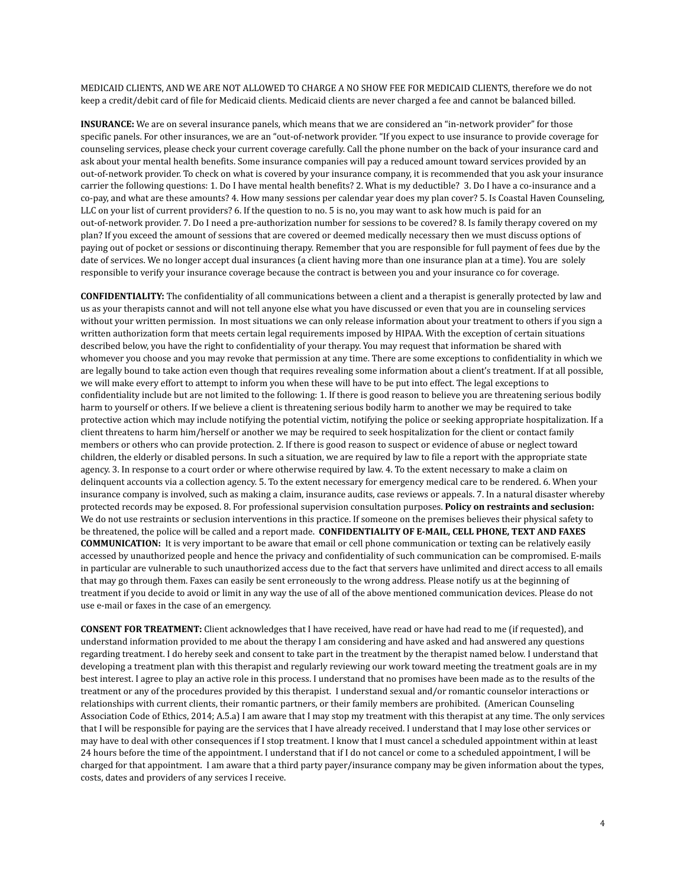MEDICAID CLIENTS, AND WE ARE NOT ALLOWED TO CHARGE A NO SHOW FEE FOR MEDICAID CLIENTS, therefore we do not keep a credit/debit card of file for Medicaid clients. Medicaid clients are never charged a fee and cannot be balanced billed.

**INSURANCE:** We are on several insurance panels, which means that we are considered an "in-network provider" for those specific panels. For other insurances, we are an "out-of-network provider. "If you expect to use insurance to provide coverage for counseling services, please check your current coverage carefully. Call the phone number on the back of your insurance card and ask about your mental health benefits. Some insurance companies will pay a reduced amount toward services provided by an out-of-network provider. To check on what is covered by your insurance company, it is recommended that you ask your insurance carrier the following questions: 1. Do I have mental health benefits? 2. What is my deductible? 3. Do I have a co-insurance and a co-pay, and what are these amounts? 4. How many sessions per calendar year does my plan cover? 5. Is Coastal Haven Counseling, LLC on your list of current providers? 6. If the question to no. 5 is no, you may want to ask how much is paid for an out-of-network provider. 7. Do I need a pre-authorization number for sessions to be covered? 8. Is family therapy covered on my plan? If you exceed the amount of sessions that are covered or deemed medically necessary then we must discuss options of paying out of pocket or sessions or discontinuing therapy. Remember that you are responsible for full payment of fees due by the date of services. We no longer accept dual insurances (a client having more than one insurance plan at a time). You are solely responsible to verify your insurance coverage because the contract is between you and your insurance co for coverage.

**CONFIDENTIALITY:** The confidentiality of all communications between a client and a therapist is generally protected by law and us as your therapists cannot and will not tell anyone else what you have discussed or even that you are in counseling services without your written permission. In most situations we can only release information about your treatment to others if you sign a written authorization form that meets certain legal requirements imposed by HIPAA. With the exception of certain situations described below, you have the right to confidentiality of your therapy. You may request that information be shared with whomever you choose and you may revoke that permission at any time. There are some exceptions to confidentiality in which we are legally bound to take action even though that requires revealing some information about a client's treatment. If at all possible, we will make every effort to attempt to inform you when these will have to be put into effect. The legal exceptions to confidentiality include but are not limited to the following: 1. If there is good reason to believe you are threatening serious bodily harm to yourself or others. If we believe a client is threatening serious bodily harm to another we may be required to take protective action which may include notifying the potential victim, notifying the police or seeking appropriate hospitalization. If a client threatens to harm him/herself or another we may be required to seek hospitalization for the client or contact family members or others who can provide protection. 2. If there is good reason to suspect or evidence of abuse or neglect toward children, the elderly or disabled persons. In such a situation, we are required by law to file a report with the appropriate state agency. 3. In response to a court order or where otherwise required by law. 4. To the extent necessary to make a claim on delinquent accounts via a collection agency. 5. To the extent necessary for emergency medical care to be rendered. 6. When your insurance company is involved, such as making a claim, insurance audits, case reviews or appeals. 7. In a natural disaster whereby protected records may be exposed. 8. For professional supervision consultation purposes. **Policy on restraints and seclusion:** We do not use restraints or seclusion interventions in this practice. If someone on the premises believes their physical safety to be threatened, the police will be called and a report made. **CONFIDENTIALITY OF E-MAIL, CELL PHONE, TEXT AND FAXES COMMUNICATION:** It is very important to be aware that email or cell phone communication or texting can be relatively easily accessed by unauthorized people and hence the privacy and confidentiality of such communication can be compromised. E-mails in particular are vulnerable to such unauthorized access due to the fact that servers have unlimited and direct access to all emails that may go through them. Faxes can easily be sent erroneously to the wrong address. Please notify us at the beginning of treatment if you decide to avoid or limit in any way the use of all of the above mentioned communication devices. Please do not use e-mail or faxes in the case of an emergency.

**CONSENT FOR TREATMENT:** Client acknowledges that I have received, have read or have had read to me (if requested), and understand information provided to me about the therapy I am considering and have asked and had answered any questions regarding treatment. I do hereby seek and consent to take part in the treatment by the therapist named below. I understand that developing a treatment plan with this therapist and regularly reviewing our work toward meeting the treatment goals are in my best interest. I agree to play an active role in this process. I understand that no promises have been made as to the results of the treatment or any of the procedures provided by this therapist. I understand sexual and/or romantic counselor interactions or relationships with current clients, their romantic partners, or their family members are prohibited. (American Counseling Association Code of Ethics, 2014; A.5.a) I am aware that I may stop my treatment with this therapist at any time. The only services that I will be responsible for paying are the services that I have already received. I understand that I may lose other services or may have to deal with other consequences if I stop treatment. I know that I must cancel a scheduled appointment within at least 24 hours before the time of the appointment. I understand that if I do not cancel or come to a scheduled appointment, I will be charged for that appointment. I am aware that a third party payer/insurance company may be given information about the types, costs, dates and providers of any services I receive.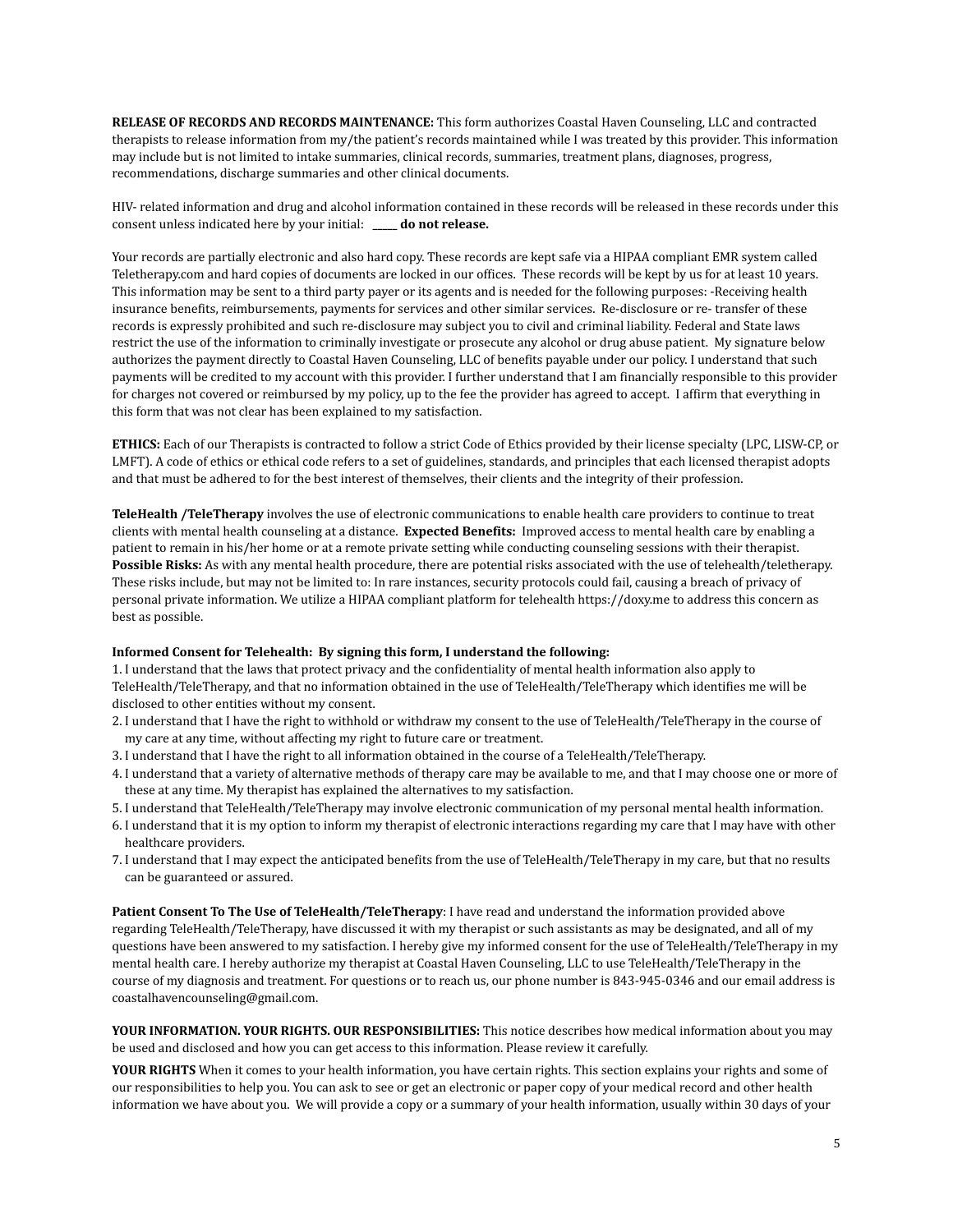**RELEASE OF RECORDS AND RECORDS MAINTENANCE:** This form authorizes Coastal Haven Counseling, LLC and contracted therapists to release information from my/the patient's records maintained while I was treated by this provider. This information may include but is not limited to intake summaries, clinical records, summaries, treatment plans, diagnoses, progress, recommendations, discharge summaries and other clinical documents.

HIV- related information and drug and alcohol information contained in these records will be released in these records under this consent unless indicated here by your initial: **_____ do not release.**

Your records are partially electronic and also hard copy. These records are kept safe via a HIPAA compliant EMR system called Teletherapy.com and hard copies of documents are locked in our offices. These records will be kept by us for at least 10 years. This information may be sent to a third party payer or its agents and is needed for the following purposes: -Receiving health insurance benefits, reimbursements, payments for services and other similar services. Re-disclosure or re- transfer of these records is expressly prohibited and such re-disclosure may subject you to civil and criminal liability. Federal and State laws restrict the use of the information to criminally investigate or prosecute any alcohol or drug abuse patient. My signature below authorizes the payment directly to Coastal Haven Counseling, LLC of benefits payable under our policy. I understand that such payments will be credited to my account with this provider. I further understand that I am financially responsible to this provider for charges not covered or reimbursed by my policy, up to the fee the provider has agreed to accept. I affirm that everything in this form that was not clear has been explained to my satisfaction.

**ETHICS:** Each of our Therapists is contracted to follow a strict Code of Ethics provided by their license specialty (LPC, LISW-CP, or LMFT). A code of ethics or ethical code refers to a set of guidelines, standards, and principles that each licensed therapist adopts and that must be adhered to for the best interest of themselves, their clients and the integrity of their profession.

**TeleHealth /TeleTherapy** involves the use of electronic communications to enable health care providers to continue to treat clients with mental health counseling at a distance. **Expected Benefits:** Improved access to mental health care by enabling a patient to remain in his/her home or at a remote private setting while conducting counseling sessions with their therapist. **Possible Risks:** As with any mental health procedure, there are potential risks associated with the use of telehealth/teletherapy. These risks include, but may not be limited to: In rare instances, security protocols could fail, causing a breach of privacy of personal private information. We utilize a HIPAA compliant platform for telehealth https://doxy.me to address this concern as best as possible.

**Informed Consent for Telehealth: By signing this form, I understand the following:**

1. I understand that the laws that protect privacy and the confidentiality of mental health information also apply to TeleHealth/TeleTherapy, and that no information obtained in the use of TeleHealth/TeleTherapy which identifies me will be disclosed to other entities without my consent.
2. I understand that I have the right to withhold or withdraw my consent to the use of TeleHealth/TeleTherapy in the course of my care at any time, without affecting my right to future care or treatment.
3. I understand that I have the right to all information obtained in the course of a TeleHealth/TeleTherapy.
4. I understand that a variety of alternative methods of therapy care may be available to me, and that I may choose one or more of these at any time. My therapist has explained the alternatives to my satisfaction.
5. I understand that TeleHealth/TeleTherapy may involve electronic communication of my personal mental health information.
6. I understand that it is my option to inform my therapist of electronic interactions regarding my care that I may have with other healthcare providers.
7. I understand that I may expect the anticipated benefits from the use of TeleHealth/TeleTherapy in my care, but that no results can be guaranteed or assured.

**Patient Consent To The Use of TeleHealth/TeleTherapy**: I have read and understand the information provided above regarding TeleHealth/TeleTherapy, have discussed it with my therapist or such assistants as may be designated, and all of my questions have been answered to my satisfaction. I hereby give my informed consent for the use of TeleHealth/TeleTherapy in my mental health care. I hereby authorize my therapist at Coastal Haven Counseling, LLC to use TeleHealth/TeleTherapy in the course of my diagnosis and treatment. For questions or to reach us, our phone number is 843-945-0346 and our email address is coastalhavencounseling@gmail.com.

**YOUR INFORMATION. YOUR RIGHTS. OUR RESPONSIBILITIES:** This notice describes how medical information about you may be used and disclosed and how you can get access to this information. Please review it carefully.

**YOUR RIGHTS** When it comes to your health information, you have certain rights. This section explains your rights and some of our responsibilities to help you. You can ask to see or get an electronic or paper copy of your medical record and other health information we have about you. We will provide a copy or a summary of your health information, usually within 30 days of your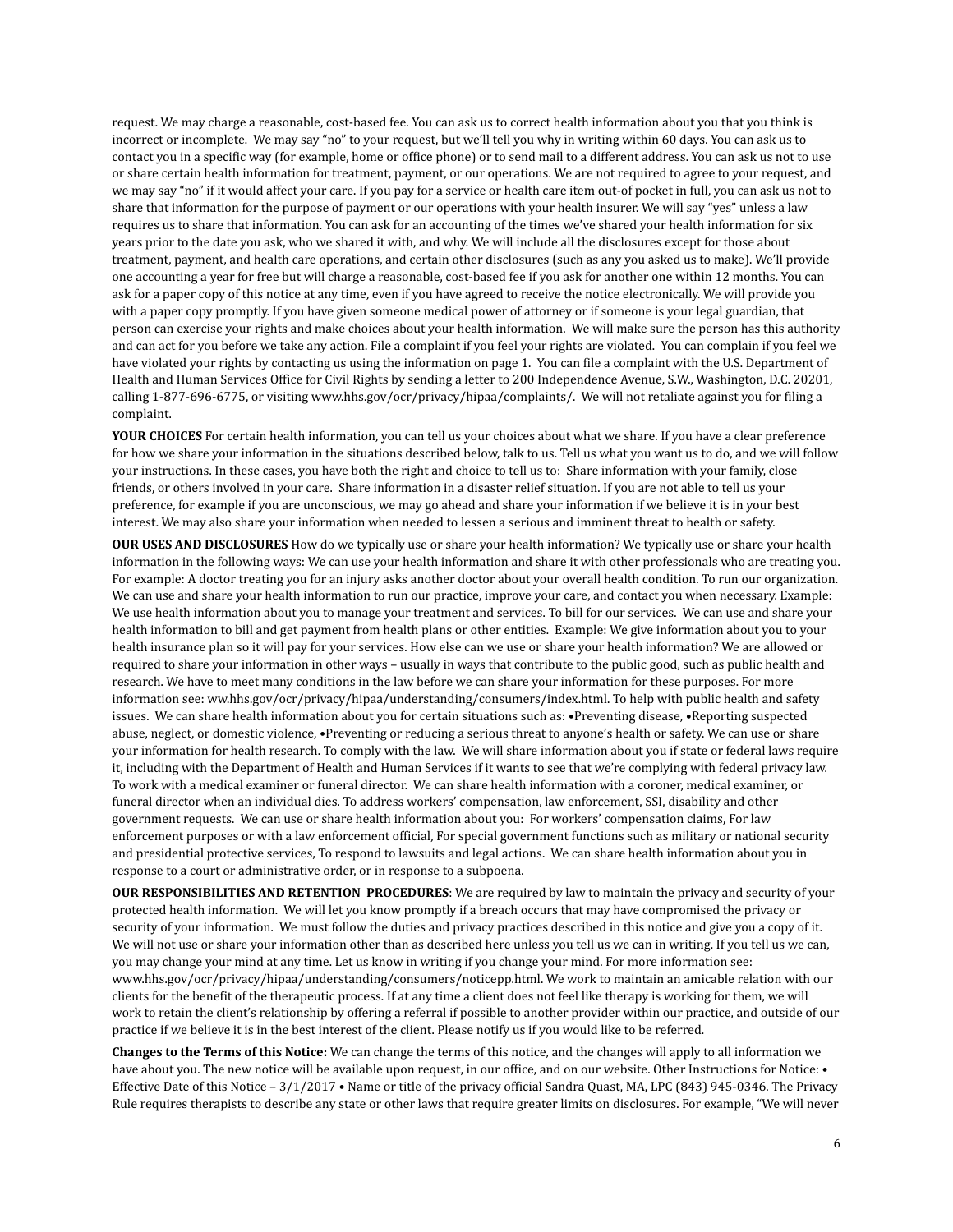request. We may charge a reasonable, cost-based fee. You can ask us to correct health information about you that you think is incorrect or incomplete. We may say "no" to your request, but we'll tell you why in writing within 60 days. You can ask us to contact you in a specific way (for example, home or office phone) or to send mail to a different address. You can ask us not to use or share certain health information for treatment, payment, or our operations. We are not required to agree to your request, and we may say "no" if it would affect your care. If you pay for a service or health care item out-of pocket in full, you can ask us not to share that information for the purpose of payment or our operations with your health insurer. We will say "yes" unless a law requires us to share that information. You can ask for an accounting of the times we've shared your health information for six years prior to the date you ask, who we shared it with, and why. We will include all the disclosures except for those about treatment, payment, and health care operations, and certain other disclosures (such as any you asked us to make). We'll provide one accounting a year for free but will charge a reasonable, cost-based fee if you ask for another one within 12 months. You can ask for a paper copy of this notice at any time, even if you have agreed to receive the notice electronically. We will provide you with a paper copy promptly. If you have given someone medical power of attorney or if someone is your legal guardian, that person can exercise your rights and make choices about your health information. We will make sure the person has this authority and can act for you before we take any action. File a complaint if you feel your rights are violated. You can complain if you feel we have violated your rights by contacting us using the information on page 1. You can file a complaint with the U.S. Department of Health and Human Services Office for Civil Rights by sending a letter to 200 Independence Avenue, S.W., Washington, D.C. 20201, calling 1-877-696-6775, or visiting www.hhs.gov/ocr/privacy/hipaa/complaints/. We will not retaliate against you for filing a complaint.

**YOUR CHOICES** For certain health information, you can tell us your choices about what we share. If you have a clear preference for how we share your information in the situations described below, talk to us. Tell us what you want us to do, and we will follow your instructions. In these cases, you have both the right and choice to tell us to: Share information with your family, close friends, or others involved in your care. Share information in a disaster relief situation. If you are not able to tell us your preference, for example if you are unconscious, we may go ahead and share your information if we believe it is in your best interest. We may also share your information when needed to lessen a serious and imminent threat to health or safety.

**OUR USES AND DISCLOSURES** How do we typically use or share your health information? We typically use or share your health information in the following ways: We can use your health information and share it with other professionals who are treating you. For example: A doctor treating you for an injury asks another doctor about your overall health condition. To run our organization. We can use and share your health information to run our practice, improve your care, and contact you when necessary. Example: We use health information about you to manage your treatment and services. To bill for our services. We can use and share your health information to bill and get payment from health plans or other entities. Example: We give information about you to your health insurance plan so it will pay for your services. How else can we use or share your health information? We are allowed or required to share your information in other ways – usually in ways that contribute to the public good, such as public health and research. We have to meet many conditions in the law before we can share your information for these purposes. For more information see: ww.hhs.gov/ocr/privacy/hipaa/understanding/consumers/index.html. To help with public health and safety issues. We can share health information about you for certain situations such as: •Preventing disease, •Reporting suspected abuse, neglect, or domestic violence, •Preventing or reducing a serious threat to anyone's health or safety. We can use or share your information for health research. To comply with the law. We will share information about you if state or federal laws require it, including with the Department of Health and Human Services if it wants to see that we're complying with federal privacy law. To work with a medical examiner or funeral director. We can share health information with a coroner, medical examiner, or funeral director when an individual dies. To address workers' compensation, law enforcement, SSI, disability and other government requests. We can use or share health information about you: For workers' compensation claims, For law enforcement purposes or with a law enforcement official, For special government functions such as military or national security and presidential protective services, To respond to lawsuits and legal actions. We can share health information about you in response to a court or administrative order, or in response to a subpoena.

**OUR RESPONSIBILITIES AND RETENTION PROCEDURES**: We are required by law to maintain the privacy and security of your protected health information. We will let you know promptly if a breach occurs that may have compromised the privacy or security of your information. We must follow the duties and privacy practices described in this notice and give you a copy of it. We will not use or share your information other than as described here unless you tell us we can in writing. If you tell us we can, you may change your mind at any time. Let us know in writing if you change your mind. For more information see: www.hhs.gov/ocr/privacy/hipaa/understanding/consumers/noticepp.html. We work to maintain an amicable relation with our clients for the benefit of the therapeutic process. If at any time a client does not feel like therapy is working for them, we will work to retain the client's relationship by offering a referral if possible to another provider within our practice, and outside of our practice if we believe it is in the best interest of the client. Please notify us if you would like to be referred.

**Changes to the Terms of this Notice:** We can change the terms of this notice, and the changes will apply to all information we have about you. The new notice will be available upon request, in our office, and on our website. Other Instructions for Notice: • Effective Date of this Notice – 3/1/2017 • Name or title of the privacy official Sandra Quast, MA, LPC (843) 945-0346. The Privacy Rule requires therapists to describe any state or other laws that require greater limits on disclosures. For example, "We will never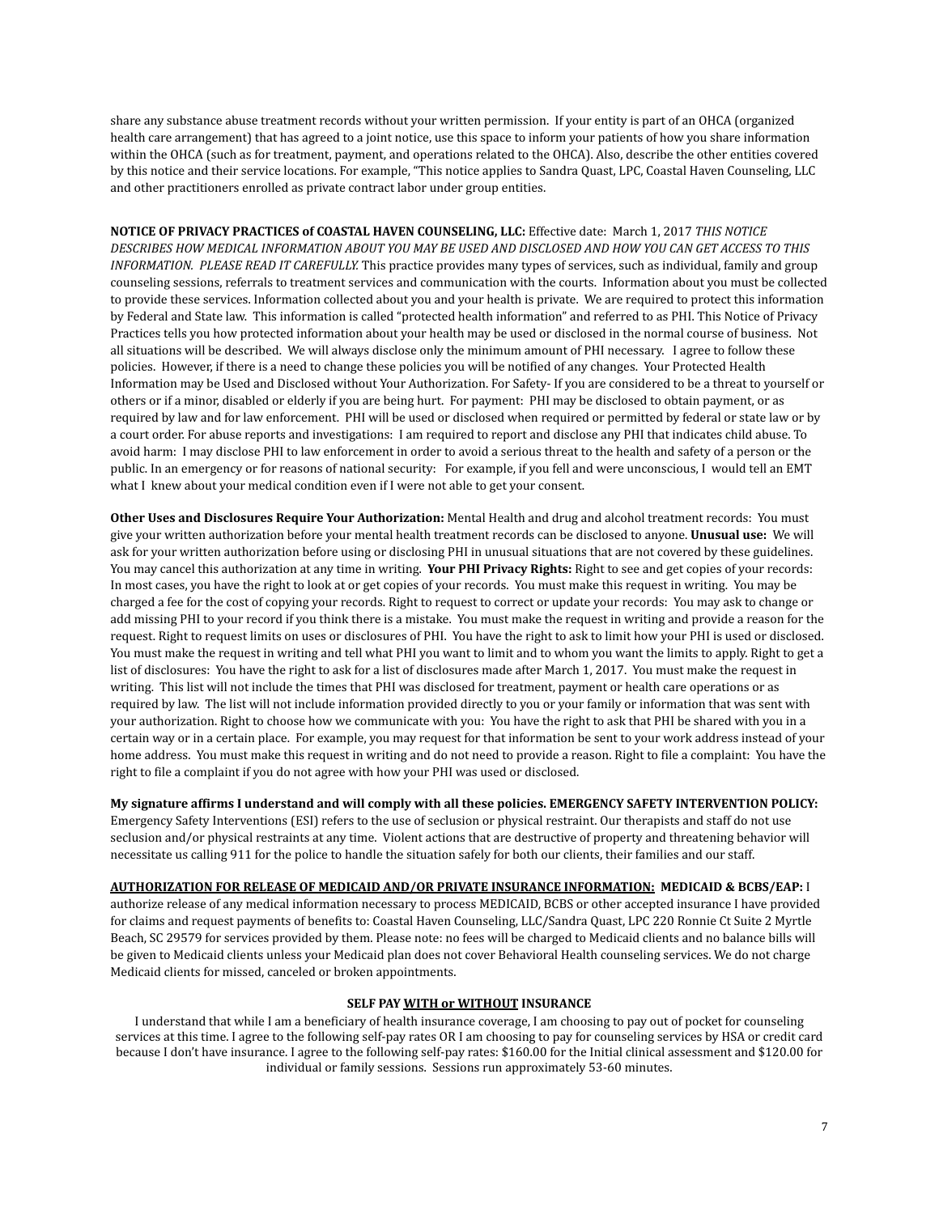share any substance abuse treatment records without your written permission. If your entity is part of an OHCA (organized health care arrangement) that has agreed to a joint notice, use this space to inform your patients of how you share information within the OHCA (such as for treatment, payment, and operations related to the OHCA). Also, describe the other entities covered by this notice and their service locations. For example, "This notice applies to Sandra Quast, LPC, Coastal Haven Counseling, LLC and other practitioners enrolled as private contract labor under group entities.

**NOTICE OF PRIVACY PRACTICES of COASTAL HAVEN COUNSELING, LLC:** Effective date: March 1, 2017 *THIS NOTICE DESCRIBES HOW MEDICAL INFORMATION ABOUT YOU MAY BE USED AND DISCLOSED AND HOW YOU CAN GET ACCESS TO THIS INFORMATION. PLEASE READ IT CAREFULLY.* This practice provides many types of services, such as individual, family and group counseling sessions, referrals to treatment services and communication with the courts. Information about you must be collected to provide these services. Information collected about you and your health is private. We are required to protect this information by Federal and State law. This information is called "protected health information" and referred to as PHI. This Notice of Privacy Practices tells you how protected information about your health may be used or disclosed in the normal course of business. Not all situations will be described. We will always disclose only the minimum amount of PHI necessary. I agree to follow these policies. However, if there is a need to change these policies you will be notified of any changes. Your Protected Health Information may be Used and Disclosed without Your Authorization. For Safety- If you are considered to be a threat to yourself or others or if a minor, disabled or elderly if you are being hurt. For payment: PHI may be disclosed to obtain payment, or as required by law and for law enforcement. PHI will be used or disclosed when required or permitted by federal or state law or by a court order. For abuse reports and investigations: I am required to report and disclose any PHI that indicates child abuse. To avoid harm: I may disclose PHI to law enforcement in order to avoid a serious threat to the health and safety of a person or the public. In an emergency or for reasons of national security: For example, if you fell and were unconscious, I would tell an EMT what I knew about your medical condition even if I were not able to get your consent.

**Other Uses and Disclosures Require Your Authorization:** Mental Health and drug and alcohol treatment records: You must give your written authorization before your mental health treatment records can be disclosed to anyone. **Unusual use:** We will ask for your written authorization before using or disclosing PHI in unusual situations that are not covered by these guidelines. You may cancel this authorization at any time in writing. **Your PHI Privacy Rights:** Right to see and get copies of your records: In most cases, you have the right to look at or get copies of your records. You must make this request in writing. You may be charged a fee for the cost of copying your records. Right to request to correct or update your records: You may ask to change or add missing PHI to your record if you think there is a mistake. You must make the request in writing and provide a reason for the request. Right to request limits on uses or disclosures of PHI. You have the right to ask to limit how your PHI is used or disclosed. You must make the request in writing and tell what PHI you want to limit and to whom you want the limits to apply. Right to get a list of disclosures: You have the right to ask for a list of disclosures made after March 1, 2017. You must make the request in writing. This list will not include the times that PHI was disclosed for treatment, payment or health care operations or as required by law. The list will not include information provided directly to you or your family or information that was sent with your authorization. Right to choose how we communicate with you: You have the right to ask that PHI be shared with you in a certain way or in a certain place. For example, you may request for that information be sent to your work address instead of your home address. You must make this request in writing and do not need to provide a reason. Right to file a complaint: You have the right to file a complaint if you do not agree with how your PHI was used or disclosed.

**My signature affirms I understand and will comply with all these policies. EMERGENCY SAFETY INTERVENTION POLICY:** Emergency Safety Interventions (ESI) refers to the use of seclusion or physical restraint. Our therapists and staff do not use seclusion and/or physical restraints at any time. Violent actions that are destructive of property and threatening behavior will necessitate us calling 911 for the police to handle the situation safely for both our clients, their families and our staff.

<u>**AUTHORIZATION FOR RELEASE OF MEDICAID AND/OR PRIVATE INSURANCE INFORMATION:**</u> **MEDICAID & BCBS/EAP:** I authorize release of any medical information necessary to process MEDICAID, BCBS or other accepted insurance I have provided for claims and request payments of benefits to: Coastal Haven Counseling, LLC/Sandra Quast, LPC 220 Ronnie Ct Suite 2 Myrtle Beach, SC 29579 for services provided by them. Please note: no fees will be charged to Medicaid clients and no balance bills will be given to Medicaid clients unless your Medicaid plan does not cover Behavioral Health counseling services. We do not charge Medicaid clients for missed, canceled or broken appointments.

**SELF PAY <u>WITH or WITHOUT</u> INSURANCE**

I understand that while I am a beneficiary of health insurance coverage, I am choosing to pay out of pocket for counseling services at this time. I agree to the following self-pay rates OR I am choosing to pay for counseling services by HSA or credit card because I don't have insurance. I agree to the following self-pay rates: $160.00 for the Initial clinical assessment and $120.00 for individual or family sessions. Sessions run approximately 53-60 minutes.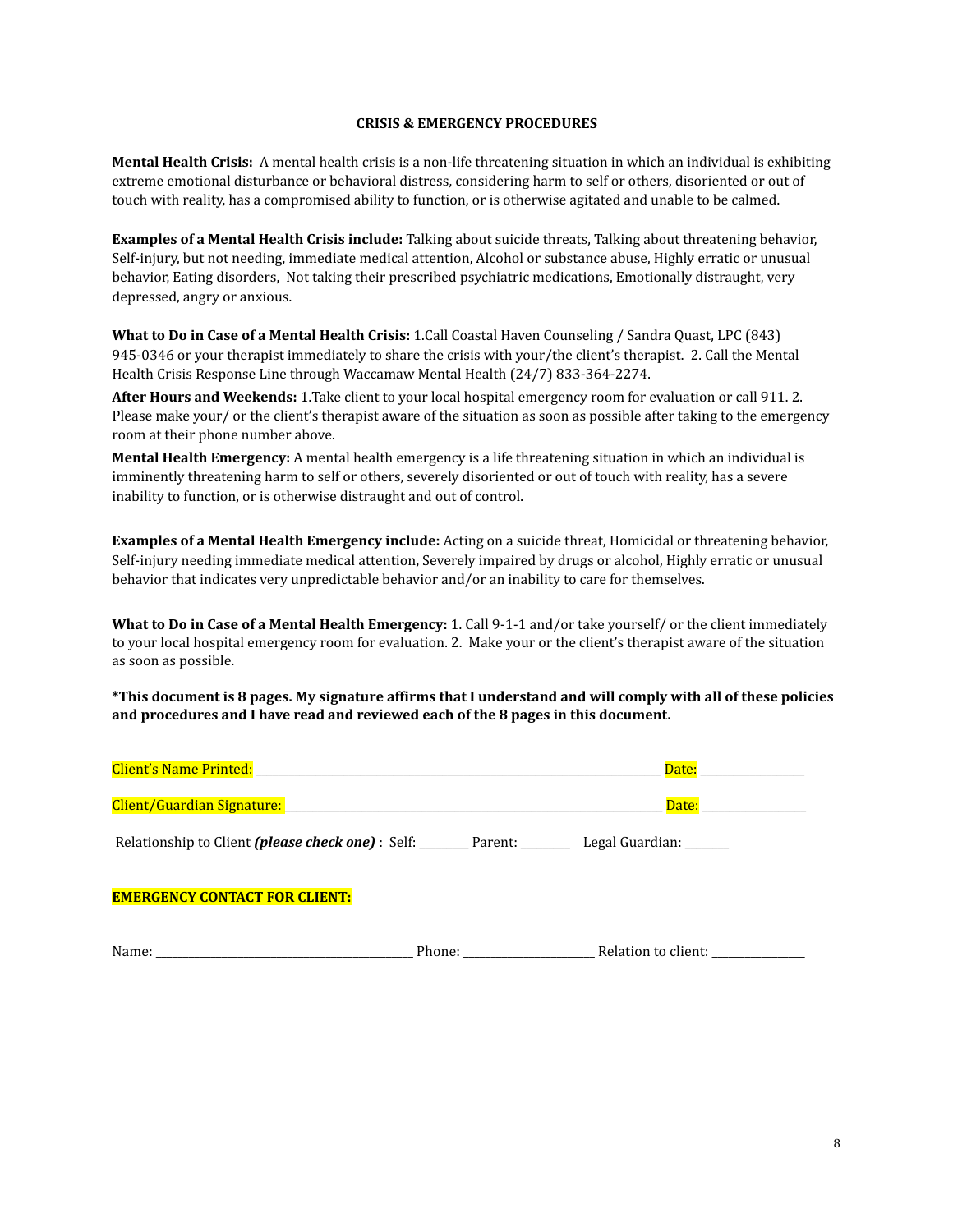## CRISIS & EMERGENCY PROCEDURES

**Mental Health Crisis:** A mental health crisis is a non-life threatening situation in which an individual is exhibiting extreme emotional disturbance or behavioral distress, considering harm to self or others, disoriented or out of touch with reality, has a compromised ability to function, or is otherwise agitated and unable to be calmed.

**Examples of a Mental Health Crisis include:** Talking about suicide threats, Talking about threatening behavior, Self-injury, but not needing, immediate medical attention, Alcohol or substance abuse, Highly erratic or unusual behavior, Eating disorders, Not taking their prescribed psychiatric medications, Emotionally distraught, very depressed, angry or anxious.

**What to Do in Case of a Mental Health Crisis:** 1.Call Coastal Haven Counseling / Sandra Quast, LPC (843) 945-0346 or your therapist immediately to share the crisis with your/the client's therapist. 2. Call the Mental Health Crisis Response Line through Waccamaw Mental Health (24/7) 833-364-2274.

**After Hours and Weekends:** 1.Take client to your local hospital emergency room for evaluation or call 911. 2. Please make your/ or the client's therapist aware of the situation as soon as possible after taking to the emergency room at their phone number above.

**Mental Health Emergency:** A mental health emergency is a life threatening situation in which an individual is imminently threatening harm to self or others, severely disoriented or out of touch with reality, has a severe inability to function, or is otherwise distraught and out of control.

**Examples of a Mental Health Emergency include:** Acting on a suicide threat, Homicidal or threatening behavior, Self-injury needing immediate medical attention, Severely impaired by drugs or alcohol, Highly erratic or unusual behavior that indicates very unpredictable behavior and/or an inability to care for themselves.

**What to Do in Case of a Mental Health Emergency:** 1. Call 9-1-1 and/or take yourself/ or the client immediately to your local hospital emergency room for evaluation. 2. Make your or the client's therapist aware of the situation as soon as possible.

**\*This document is 8 pages. My signature affirms that I understand and will comply with all of these policies and procedures and I have read and reviewed each of the 8 pages in this document.**

Client's Name Printed: ______________________________________________ Date: ______________

Client/Guardian Signature: ___________________________________________ Date: ______________

Relationship to Client ***(please check one)*** : Self: ________ Parent: ________ Legal Guardian: _______

**EMERGENCY CONTACT FOR CLIENT:**

Name: ______________________________ Phone: ________________ Relation to client: ____________